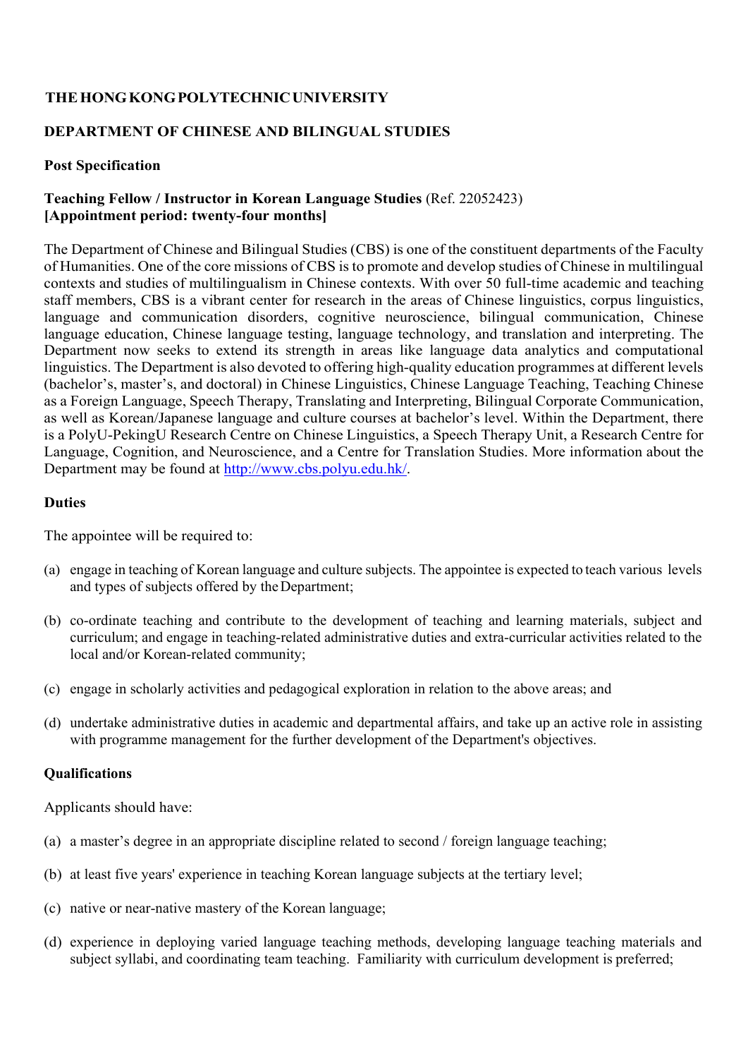**THE HONG KONG POLYTECHNIC UNIVERSITY**

**DEPARTMENT OF CHINESE AND BILINGUAL STUDIES**

**Post Specification**

**Teaching Fellow / Instructor in Korean Language Studies** (Ref. 22052423)
**[Appointment period: twenty-four months]**

The Department of Chinese and Bilingual Studies (CBS) is one of the constituent departments of the Faculty of Humanities. One of the core missions of CBS is to promote and develop studies of Chinese in multilingual contexts and studies of multilingualism in Chinese contexts. With over 50 full-time academic and teaching staff members, CBS is a vibrant center for research in the areas of Chinese linguistics, corpus linguistics, language and communication disorders, cognitive neuroscience, bilingual communication, Chinese language education, Chinese language testing, language technology, and translation and interpreting. The Department now seeks to extend its strength in areas like language data analytics and computational linguistics. The Department is also devoted to offering high-quality education programmes at different levels (bachelor's, master's, and doctoral) in Chinese Linguistics, Chinese Language Teaching, Teaching Chinese as a Foreign Language, Speech Therapy, Translating and Interpreting, Bilingual Corporate Communication, as well as Korean/Japanese language and culture courses at bachelor's level. Within the Department, there is a PolyU-PekingU Research Centre on Chinese Linguistics, a Speech Therapy Unit, a Research Centre for Language, Cognition, and Neuroscience, and a Centre for Translation Studies. More information about the Department may be found at http://www.cbs.polyu.edu.hk/.

**Duties**

The appointee will be required to:

(a) engage in teaching of Korean language and culture subjects. The appointee is expected to teach various levels and types of subjects offered by the Department;

(b) co-ordinate teaching and contribute to the development of teaching and learning materials, subject and curriculum; and engage in teaching-related administrative duties and extra-curricular activities related to the local and/or Korean-related community;

(c) engage in scholarly activities and pedagogical exploration in relation to the above areas; and

(d) undertake administrative duties in academic and departmental affairs, and take up an active role in assisting with programme management for the further development of the Department's objectives.

**Qualifications**

Applicants should have:

(a) a master's degree in an appropriate discipline related to second / foreign language teaching;

(b) at least five years' experience in teaching Korean language subjects at the tertiary level;

(c) native or near-native mastery of the Korean language;

(d) experience in deploying varied language teaching methods, developing language teaching materials and subject syllabi, and coordinating team teaching. Familiarity with curriculum development is preferred;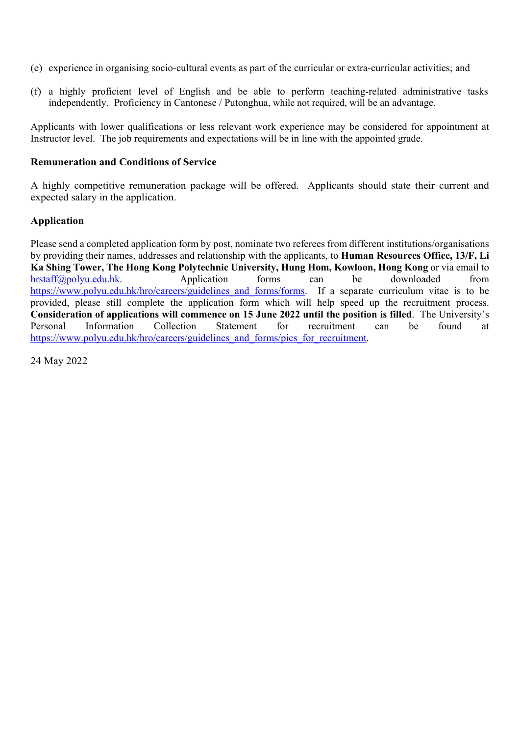(e) experience in organising socio-cultural events as part of the curricular or extra-curricular activities; and

(f) a highly proficient level of English and be able to perform teaching-related administrative tasks independently. Proficiency in Cantonese / Putonghua, while not required, will be an advantage.

Applicants with lower qualifications or less relevant work experience may be considered for appointment at Instructor level. The job requirements and expectations will be in line with the appointed grade.

**Remuneration and Conditions of Service**

A highly competitive remuneration package will be offered. Applicants should state their current and expected salary in the application.

**Application**

Please send a completed application form by post, nominate two referees from different institutions/organisations by providing their names, addresses and relationship with the applicants, to **Human Resources Office, 13/F, Li Ka Shing Tower, The Hong Kong Polytechnic University, Hung Hom, Kowloon, Hong Kong** or via email to hrstaff@polyu.edu.hk. Application forms can be downloaded from https://www.polyu.edu.hk/hro/careers/guidelines_and_forms/forms. If a separate curriculum vitae is to be provided, please still complete the application form which will help speed up the recruitment process. **Consideration of applications will commence on 15 June 2022 until the position is filled**. The University's Personal Information Collection Statement for recruitment can be found at https://www.polyu.edu.hk/hro/careers/guidelines_and_forms/pics_for_recruitment.

24 May 2022